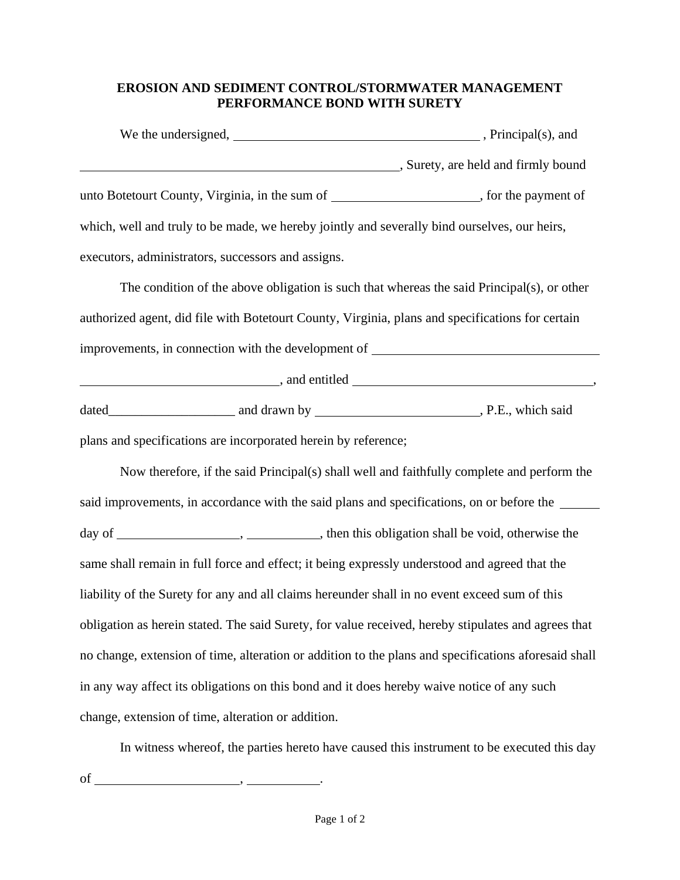# EROSION AND SEDIMENT CONTROL/STORMWATER MANAGEMENT PERFORMANCE BOND WITH SURETY

We the undersigned, ______________________________________ , Principal(s), and ____________________________________________________, Surety, are held and firmly bound unto Botetourt County, Virginia, in the sum of ______________________, for the payment of which, well and truly to be made, we hereby jointly and severally bind ourselves, our heirs, executors, administrators, successors and assigns.

The condition of the above obligation is such that whereas the said Principal(s), or other authorized agent, did file with Botetourt County, Virginia, plans and specifications for certain improvements, in connection with the development of __________________________________ ______________________________, and entitled _____________________________________, dated___________________ and drawn by _________________________, P.E., which said plans and specifications are incorporated herein by reference;

Now therefore, if the said Principal(s) shall well and faithfully complete and perform the said improvements, in accordance with the said plans and specifications, on or before the ______ day of __________________, ___________, then this obligation shall be void, otherwise the same shall remain in full force and effect; it being expressly understood and agreed that the liability of the Surety for any and all claims hereunder shall in no event exceed sum of this obligation as herein stated. The said Surety, for value received, hereby stipulates and agrees that no change, extension of time, alteration or addition to the plans and specifications aforesaid shall in any way affect its obligations on this bond and it does hereby waive notice of any such change, extension of time, alteration or addition.

In witness whereof, the parties hereto have caused this instrument to be executed this day of ______________________, ___________.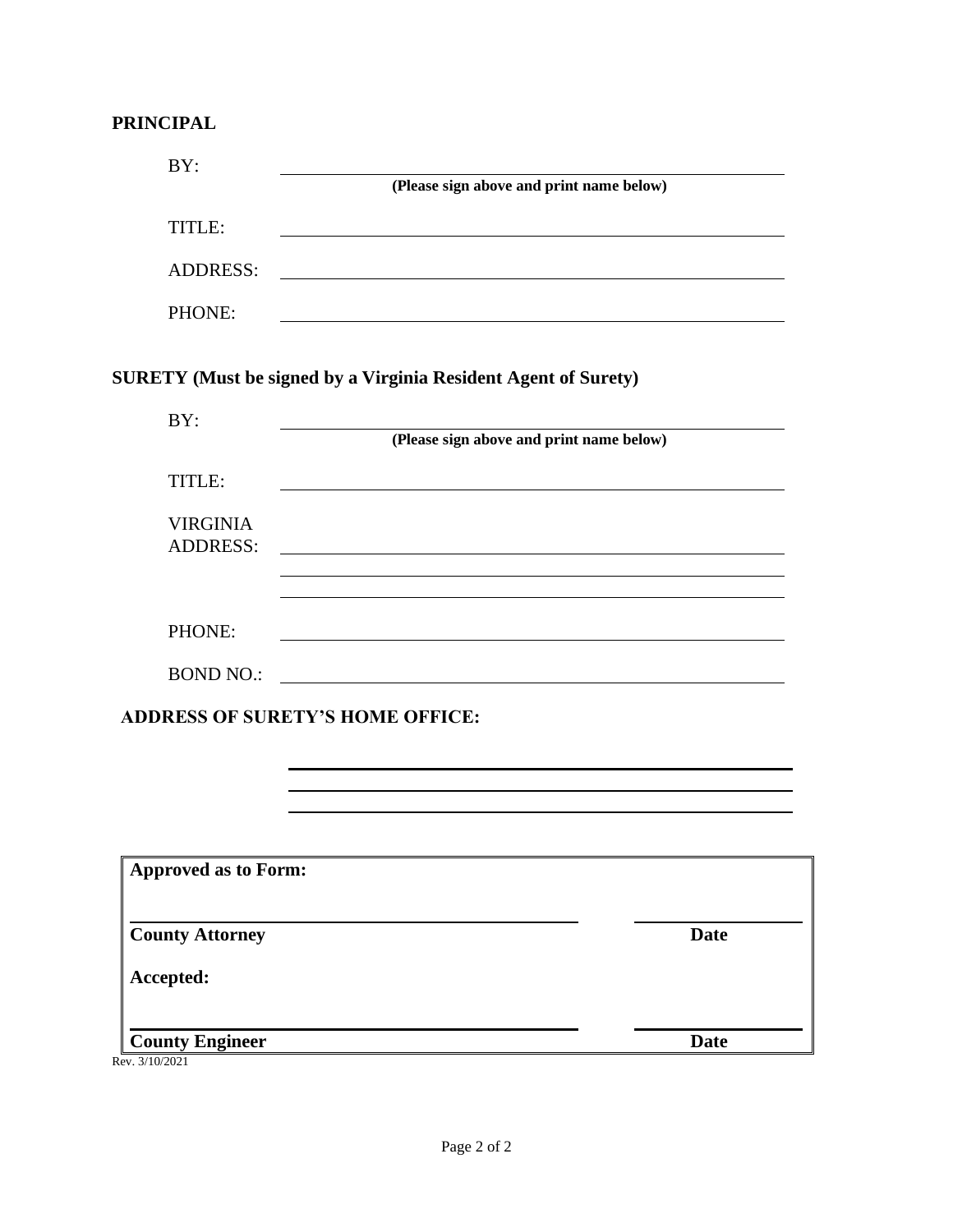**PRINCIPAL**

BY: ______________________________________________

**(Please sign above and print name below)**

TITLE: ______________________________________________

ADDRESS: ______________________________________________

PHONE: ______________________________________________

**SURETY (Must be signed by a Virginia Resident Agent of Surety)**

BY: ______________________________________________

**(Please sign above and print name below)**

TITLE: ______________________________________________

VIRGINIA ADDRESS: ______________________________________________

______________________________________________

______________________________________________

PHONE: ______________________________________________

BOND NO.: ______________________________________________

**ADDRESS OF SURETY'S HOME OFFICE:**

______________________________________________

______________________________________________

______________________________________________

| | |
|---|---|
| **Approved as to Form:** | |
| ______________________________ | ______________ |
| **County Attorney** | **Date** |
| **Accepted:** | |
| ______________________________ | ______________ |
| **County Engineer** | **Date** |

Rev. 3/10/2021